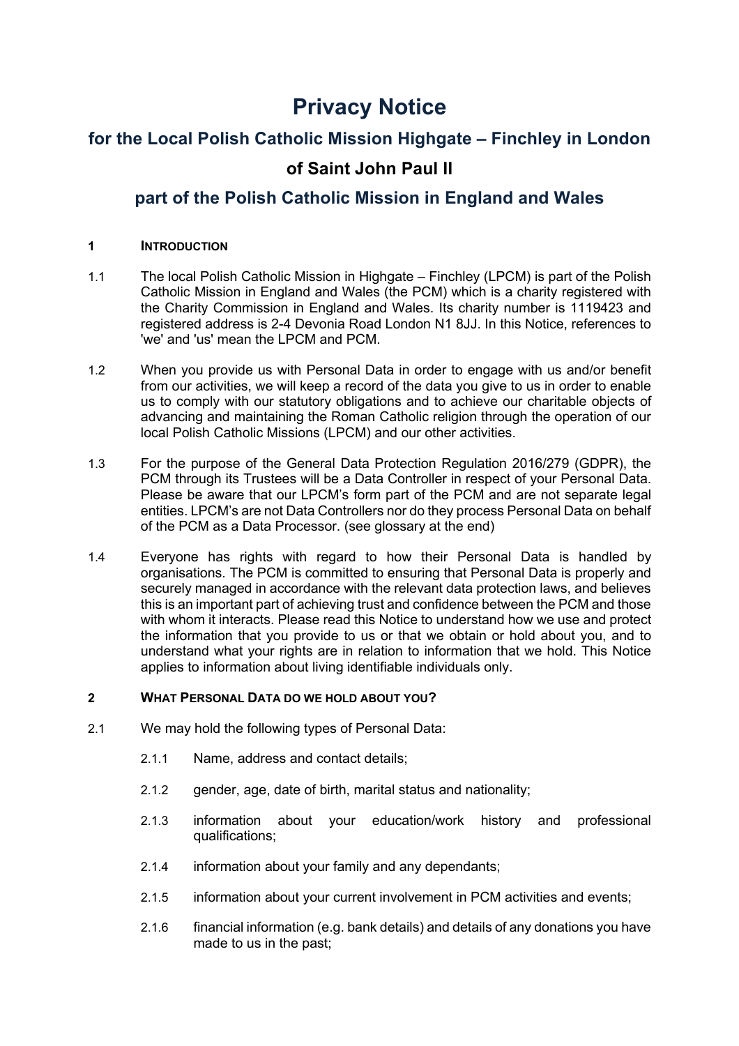# Privacy Notice

## for the Local Polish Catholic Mission Highgate – Finchley in London

## of Saint John Paul II

## part of the Polish Catholic Mission in England and Wales

### 1 INTRODUCTION

1.1 The local Polish Catholic Mission in Highgate – Finchley (LPCM) is part of the Polish Catholic Mission in England and Wales (the PCM) which is a charity registered with the Charity Commission in England and Wales. Its charity number is 1119423 and registered address is 2-4 Devonia Road London N1 8JJ. In this Notice, references to 'we' and 'us' mean the LPCM and PCM.

1.2 When you provide us with Personal Data in order to engage with us and/or benefit from our activities, we will keep a record of the data you give to us in order to enable us to comply with our statutory obligations and to achieve our charitable objects of advancing and maintaining the Roman Catholic religion through the operation of our local Polish Catholic Missions (LPCM) and our other activities.

1.3 For the purpose of the General Data Protection Regulation 2016/279 (GDPR), the PCM through its Trustees will be a Data Controller in respect of your Personal Data. Please be aware that our LPCM's form part of the PCM and are not separate legal entities. LPCM's are not Data Controllers nor do they process Personal Data on behalf of the PCM as a Data Processor. (see glossary at the end)

1.4 Everyone has rights with regard to how their Personal Data is handled by organisations. The PCM is committed to ensuring that Personal Data is properly and securely managed in accordance with the relevant data protection laws, and believes this is an important part of achieving trust and confidence between the PCM and those with whom it interacts. Please read this Notice to understand how we use and protect the information that you provide to us or that we obtain or hold about you, and to understand what your rights are in relation to information that we hold. This Notice applies to information about living identifiable individuals only.

### 2 WHAT PERSONAL DATA DO WE HOLD ABOUT YOU?

2.1 We may hold the following types of Personal Data:

2.1.1 Name, address and contact details;

2.1.2 gender, age, date of birth, marital status and nationality;

2.1.3 information about your education/work history and professional qualifications;

2.1.4 information about your family and any dependants;

2.1.5 information about your current involvement in PCM activities and events;

2.1.6 financial information (e.g. bank details) and details of any donations you have made to us in the past;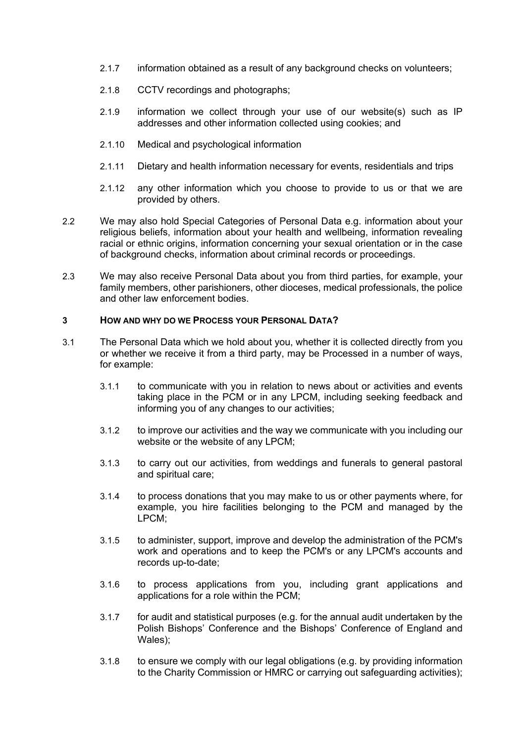2.1.7 information obtained as a result of any background checks on volunteers;

2.1.8 CCTV recordings and photographs;

2.1.9 information we collect through your use of our website(s) such as IP addresses and other information collected using cookies; and

2.1.10 Medical and psychological information

2.1.11 Dietary and health information necessary for events, residentials and trips

2.1.12 any other information which you choose to provide to us or that we are provided by others.

2.2 We may also hold Special Categories of Personal Data e.g. information about your religious beliefs, information about your health and wellbeing, information revealing racial or ethnic origins, information concerning your sexual orientation or in the case of background checks, information about criminal records or proceedings.

2.3 We may also receive Personal Data about you from third parties, for example, your family members, other parishioners, other dioceses, medical professionals, the police and other law enforcement bodies.

## 3 HOW AND WHY DO WE PROCESS YOUR PERSONAL DATA?

3.1 The Personal Data which we hold about you, whether it is collected directly from you or whether we receive it from a third party, may be Processed in a number of ways, for example:

3.1.1 to communicate with you in relation to news about or activities and events taking place in the PCM or in any LPCM, including seeking feedback and informing you of any changes to our activities;

3.1.2 to improve our activities and the way we communicate with you including our website or the website of any LPCM;

3.1.3 to carry out our activities, from weddings and funerals to general pastoral and spiritual care;

3.1.4 to process donations that you may make to us or other payments where, for example, you hire facilities belonging to the PCM and managed by the LPCM;

3.1.5 to administer, support, improve and develop the administration of the PCM's work and operations and to keep the PCM's or any LPCM's accounts and records up-to-date;

3.1.6 to process applications from you, including grant applications and applications for a role within the PCM;

3.1.7 for audit and statistical purposes (e.g. for the annual audit undertaken by the Polish Bishops' Conference and the Bishops' Conference of England and Wales);

3.1.8 to ensure we comply with our legal obligations (e.g. by providing information to the Charity Commission or HMRC or carrying out safeguarding activities);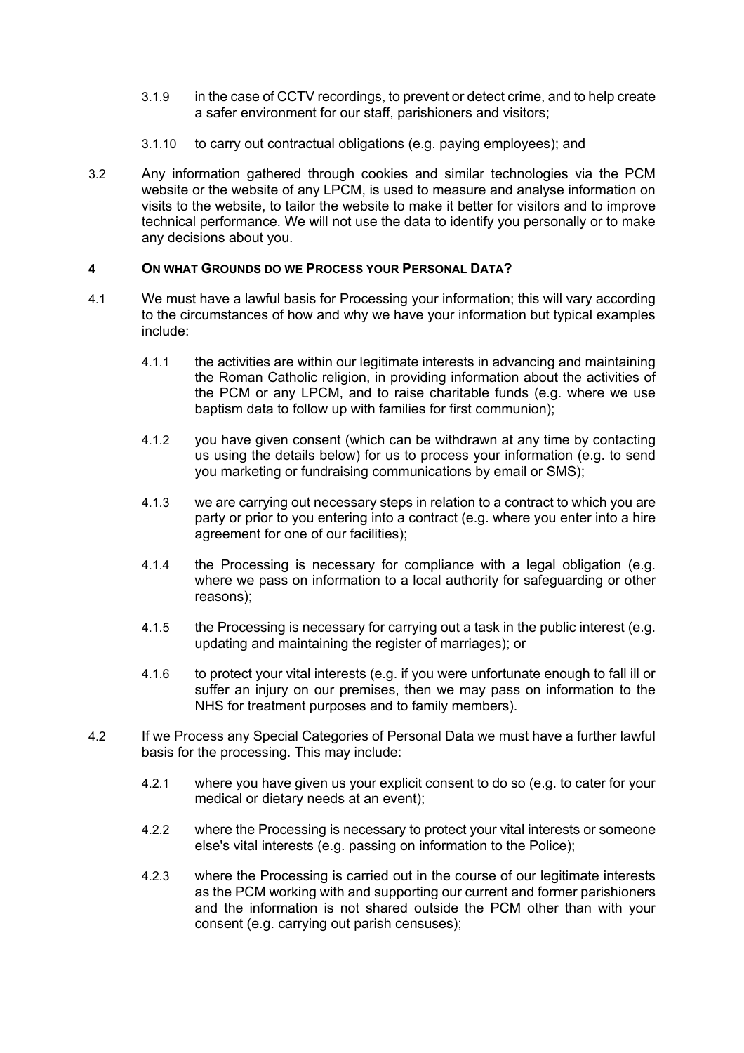3.1.9 in the case of CCTV recordings, to prevent or detect crime, and to help create a safer environment for our staff, parishioners and visitors;

3.1.10 to carry out contractual obligations (e.g. paying employees); and

3.2 Any information gathered through cookies and similar technologies via the PCM website or the website of any LPCM, is used to measure and analyse information on visits to the website, to tailor the website to make it better for visitors and to improve technical performance. We will not use the data to identify you personally or to make any decisions about you.

## 4 ON WHAT GROUNDS DO WE PROCESS YOUR PERSONAL DATA?

4.1 We must have a lawful basis for Processing your information; this will vary according to the circumstances of how and why we have your information but typical examples include:

4.1.1 the activities are within our legitimate interests in advancing and maintaining the Roman Catholic religion, in providing information about the activities of the PCM or any LPCM, and to raise charitable funds (e.g. where we use baptism data to follow up with families for first communion);

4.1.2 you have given consent (which can be withdrawn at any time by contacting us using the details below) for us to process your information (e.g. to send you marketing or fundraising communications by email or SMS);

4.1.3 we are carrying out necessary steps in relation to a contract to which you are party or prior to you entering into a contract (e.g. where you enter into a hire agreement for one of our facilities);

4.1.4 the Processing is necessary for compliance with a legal obligation (e.g. where we pass on information to a local authority for safeguarding or other reasons);

4.1.5 the Processing is necessary for carrying out a task in the public interest (e.g. updating and maintaining the register of marriages); or

4.1.6 to protect your vital interests (e.g. if you were unfortunate enough to fall ill or suffer an injury on our premises, then we may pass on information to the NHS for treatment purposes and to family members).

4.2 If we Process any Special Categories of Personal Data we must have a further lawful basis for the processing. This may include:

4.2.1 where you have given us your explicit consent to do so (e.g. to cater for your medical or dietary needs at an event);

4.2.2 where the Processing is necessary to protect your vital interests or someone else's vital interests (e.g. passing on information to the Police);

4.2.3 where the Processing is carried out in the course of our legitimate interests as the PCM working with and supporting our current and former parishioners and the information is not shared outside the PCM other than with your consent (e.g. carrying out parish censuses);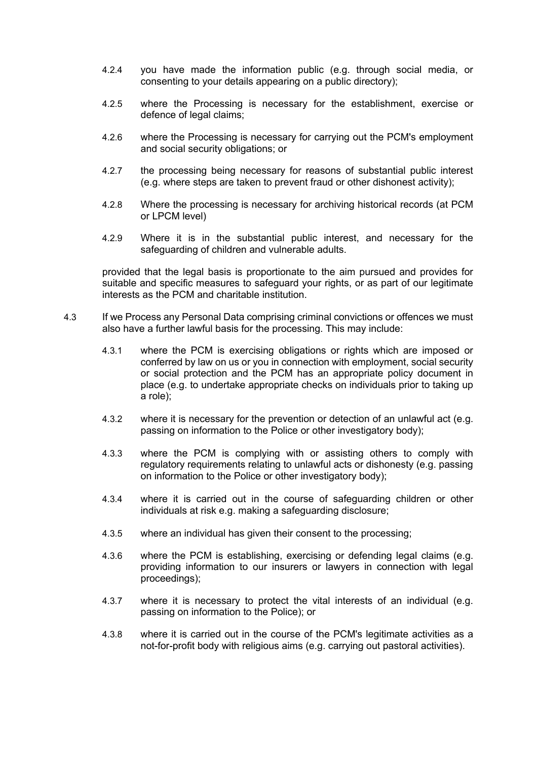4.2.4 you have made the information public (e.g. through social media, or consenting to your details appearing on a public directory);

4.2.5 where the Processing is necessary for the establishment, exercise or defence of legal claims;

4.2.6 where the Processing is necessary for carrying out the PCM's employment and social security obligations; or

4.2.7 the processing being necessary for reasons of substantial public interest (e.g. where steps are taken to prevent fraud or other dishonest activity);

4.2.8 Where the processing is necessary for archiving historical records (at PCM or LPCM level)

4.2.9 Where it is in the substantial public interest, and necessary for the safeguarding of children and vulnerable adults.

provided that the legal basis is proportionate to the aim pursued and provides for suitable and specific measures to safeguard your rights, or as part of our legitimate interests as the PCM and charitable institution.

4.3 If we Process any Personal Data comprising criminal convictions or offences we must also have a further lawful basis for the processing. This may include:

4.3.1 where the PCM is exercising obligations or rights which are imposed or conferred by law on us or you in connection with employment, social security or social protection and the PCM has an appropriate policy document in place (e.g. to undertake appropriate checks on individuals prior to taking up a role);

4.3.2 where it is necessary for the prevention or detection of an unlawful act (e.g. passing on information to the Police or other investigatory body);

4.3.3 where the PCM is complying with or assisting others to comply with regulatory requirements relating to unlawful acts or dishonesty (e.g. passing on information to the Police or other investigatory body);

4.3.4 where it is carried out in the course of safeguarding children or other individuals at risk e.g. making a safeguarding disclosure;

4.3.5 where an individual has given their consent to the processing;

4.3.6 where the PCM is establishing, exercising or defending legal claims (e.g. providing information to our insurers or lawyers in connection with legal proceedings);

4.3.7 where it is necessary to protect the vital interests of an individual (e.g. passing on information to the Police); or

4.3.8 where it is carried out in the course of the PCM's legitimate activities as a not-for-profit body with religious aims (e.g. carrying out pastoral activities).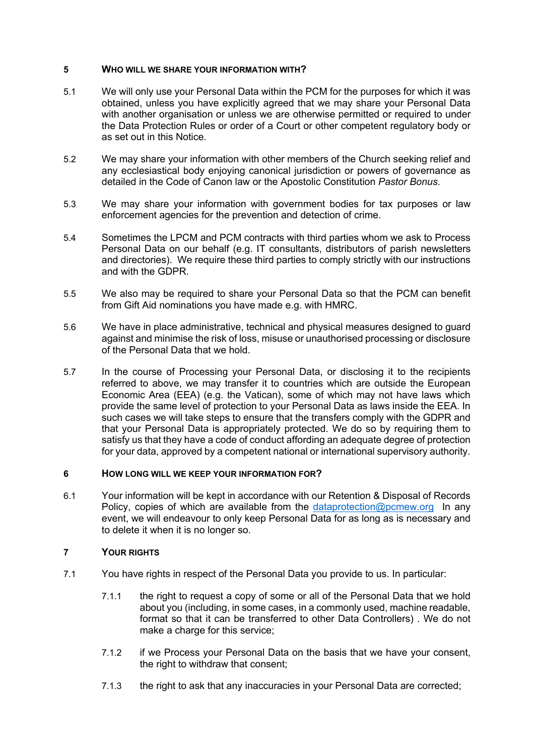## 5 WHO WILL WE SHARE YOUR INFORMATION WITH?

5.1 We will only use your Personal Data within the PCM for the purposes for which it was obtained, unless you have explicitly agreed that we may share your Personal Data with another organisation or unless we are otherwise permitted or required to under the Data Protection Rules or order of a Court or other competent regulatory body or as set out in this Notice.

5.2 We may share your information with other members of the Church seeking relief and any ecclesiastical body enjoying canonical jurisdiction or powers of governance as detailed in the Code of Canon law or the Apostolic Constitution *Pastor Bonus*.

5.3 We may share your information with government bodies for tax purposes or law enforcement agencies for the prevention and detection of crime.

5.4 Sometimes the LPCM and PCM contracts with third parties whom we ask to Process Personal Data on our behalf (e.g. IT consultants, distributors of parish newsletters and directories). We require these third parties to comply strictly with our instructions and with the GDPR.

5.5 We also may be required to share your Personal Data so that the PCM can benefit from Gift Aid nominations you have made e.g. with HMRC.

5.6 We have in place administrative, technical and physical measures designed to guard against and minimise the risk of loss, misuse or unauthorised processing or disclosure of the Personal Data that we hold.

5.7 In the course of Processing your Personal Data, or disclosing it to the recipients referred to above, we may transfer it to countries which are outside the European Economic Area (EEA) (e.g. the Vatican), some of which may not have laws which provide the same level of protection to your Personal Data as laws inside the EEA. In such cases we will take steps to ensure that the transfers comply with the GDPR and that your Personal Data is appropriately protected. We do so by requiring them to satisfy us that they have a code of conduct affording an adequate degree of protection for your data, approved by a competent national or international supervisory authority.

## 6 HOW LONG WILL WE KEEP YOUR INFORMATION FOR?

6.1 Your information will be kept in accordance with our Retention & Disposal of Records Policy, copies of which are available from the dataprotection@pcmew.org In any event, we will endeavour to only keep Personal Data for as long as is necessary and to delete it when it is no longer so.

## 7 YOUR RIGHTS

7.1 You have rights in respect of the Personal Data you provide to us. In particular:

7.1.1 the right to request a copy of some or all of the Personal Data that we hold about you (including, in some cases, in a commonly used, machine readable, format so that it can be transferred to other Data Controllers) . We do not make a charge for this service;

7.1.2 if we Process your Personal Data on the basis that we have your consent, the right to withdraw that consent;

7.1.3 the right to ask that any inaccuracies in your Personal Data are corrected;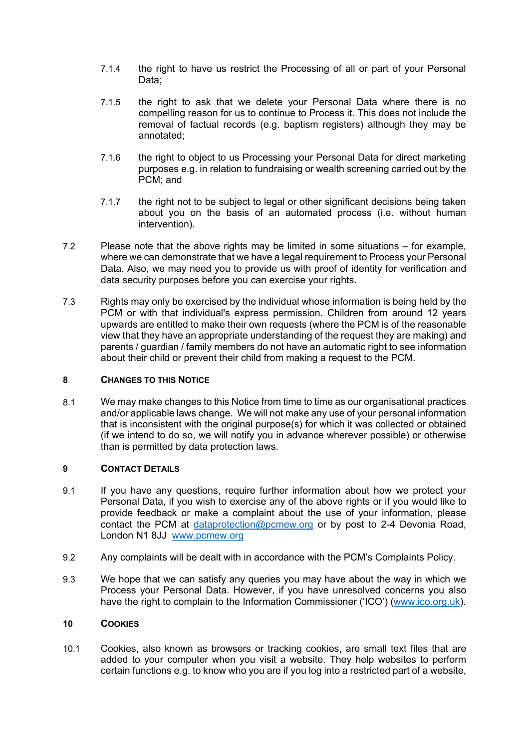7.1.4 the right to have us restrict the Processing of all or part of your Personal Data;

7.1.5 the right to ask that we delete your Personal Data where there is no compelling reason for us to continue to Process it. This does not include the removal of factual records (e.g. baptism registers) although they may be annotated;

7.1.6 the right to object to us Processing your Personal Data for direct marketing purposes e.g. in relation to fundraising or wealth screening carried out by the PCM; and

7.1.7 the right not to be subject to legal or other significant decisions being taken about you on the basis of an automated process (i.e. without human intervention).

7.2 Please note that the above rights may be limited in some situations – for example, where we can demonstrate that we have a legal requirement to Process your Personal Data. Also, we may need you to provide us with proof of identity for verification and data security purposes before you can exercise your rights.

7.3 Rights may only be exercised by the individual whose information is being held by the PCM or with that individual's express permission. Children from around 12 years upwards are entitled to make their own requests (where the PCM is of the reasonable view that they have an appropriate understanding of the request they are making) and parents / guardian / family members do not have an automatic right to see information about their child or prevent their child from making a request to the PCM.

## 8 CHANGES TO THIS NOTICE

8.1 We may make changes to this Notice from time to time as our organisational practices and/or applicable laws change. We will not make any use of your personal information that is inconsistent with the original purpose(s) for which it was collected or obtained (if we intend to do so, we will notify you in advance wherever possible) or otherwise than is permitted by data protection laws.

## 9 CONTACT DETAILS

9.1 If you have any questions, require further information about how we protect your Personal Data, if you wish to exercise any of the above rights or if you would like to provide feedback or make a complaint about the use of your information, please contact the PCM at dataprotection@pcmew.org or by post to 2-4 Devonia Road, London N1 8JJ www.pcmew.org

9.2 Any complaints will be dealt with in accordance with the PCM's Complaints Policy.

9.3 We hope that we can satisfy any queries you may have about the way in which we Process your Personal Data. However, if you have unresolved concerns you also have the right to complain to the Information Commissioner ('ICO') (www.ico.org.uk).

## 10 COOKIES

10.1 Cookies, also known as browsers or tracking cookies, are small text files that are added to your computer when you visit a website. They help websites to perform certain functions e.g. to know who you are if you log into a restricted part of a website,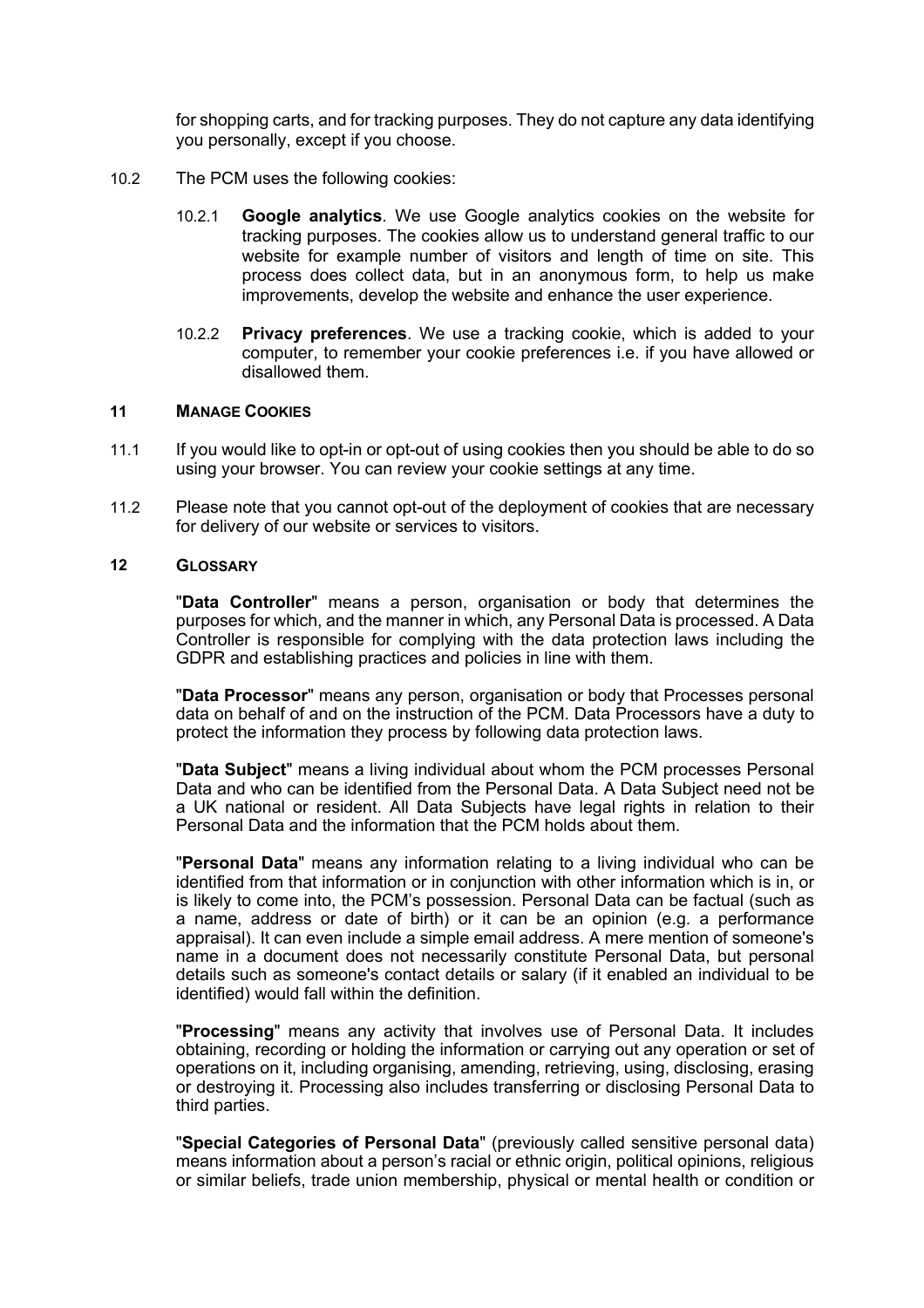for shopping carts, and for tracking purposes. They do not capture any data identifying you personally, except if you choose.

10.2 The PCM uses the following cookies:

10.2.1 **Google analytics**. We use Google analytics cookies on the website for tracking purposes. The cookies allow us to understand general traffic to our website for example number of visitors and length of time on site. This process does collect data, but in an anonymous form, to help us make improvements, develop the website and enhance the user experience.

10.2.2 **Privacy preferences**. We use a tracking cookie, which is added to your computer, to remember your cookie preferences i.e. if you have allowed or disallowed them.

## 11 MANAGE COOKIES

11.1 If you would like to opt-in or opt-out of using cookies then you should be able to do so using your browser. You can review your cookie settings at any time.

11.2 Please note that you cannot opt-out of the deployment of cookies that are necessary for delivery of our website or services to visitors.

## 12 GLOSSARY

"**Data Controller**" means a person, organisation or body that determines the purposes for which, and the manner in which, any Personal Data is processed. A Data Controller is responsible for complying with the data protection laws including the GDPR and establishing practices and policies in line with them.

"**Data Processor**" means any person, organisation or body that Processes personal data on behalf of and on the instruction of the PCM. Data Processors have a duty to protect the information they process by following data protection laws.

"**Data Subject**" means a living individual about whom the PCM processes Personal Data and who can be identified from the Personal Data. A Data Subject need not be a UK national or resident. All Data Subjects have legal rights in relation to their Personal Data and the information that the PCM holds about them.

"**Personal Data**" means any information relating to a living individual who can be identified from that information or in conjunction with other information which is in, or is likely to come into, the PCM's possession. Personal Data can be factual (such as a name, address or date of birth) or it can be an opinion (e.g. a performance appraisal). It can even include a simple email address. A mere mention of someone's name in a document does not necessarily constitute Personal Data, but personal details such as someone's contact details or salary (if it enabled an individual to be identified) would fall within the definition.

"**Processing**" means any activity that involves use of Personal Data. It includes obtaining, recording or holding the information or carrying out any operation or set of operations on it, including organising, amending, retrieving, using, disclosing, erasing or destroying it. Processing also includes transferring or disclosing Personal Data to third parties.

"**Special Categories of Personal Data**" (previously called sensitive personal data) means information about a person's racial or ethnic origin, political opinions, religious or similar beliefs, trade union membership, physical or mental health or condition or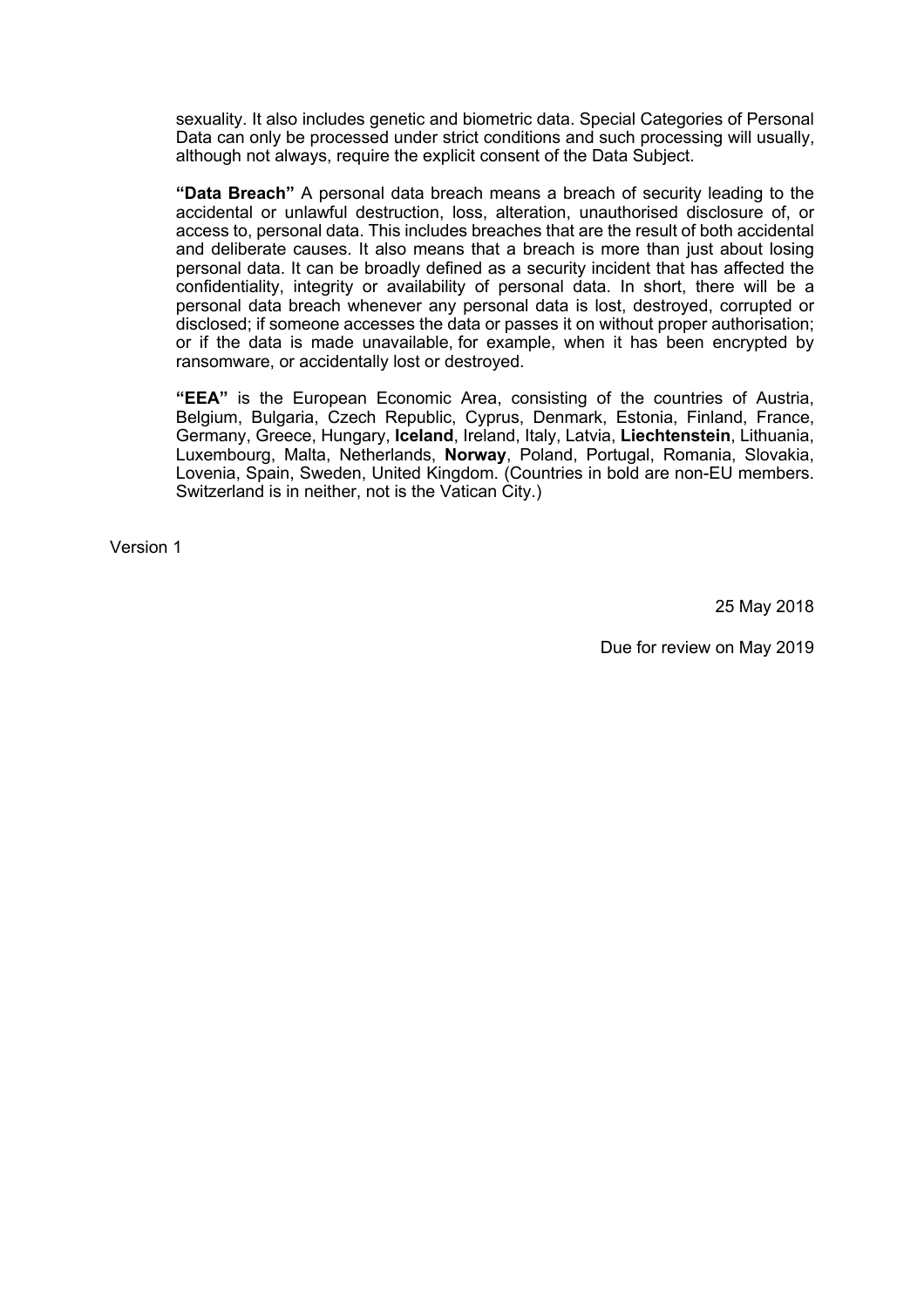sexuality. It also includes genetic and biometric data. Special Categories of Personal Data can only be processed under strict conditions and such processing will usually, although not always, require the explicit consent of the Data Subject.

**"Data Breach"** A personal data breach means a breach of security leading to the accidental or unlawful destruction, loss, alteration, unauthorised disclosure of, or access to, personal data. This includes breaches that are the result of both accidental and deliberate causes. It also means that a breach is more than just about losing personal data. It can be broadly defined as a security incident that has affected the confidentiality, integrity or availability of personal data. In short, there will be a personal data breach whenever any personal data is lost, destroyed, corrupted or disclosed; if someone accesses the data or passes it on without proper authorisation; or if the data is made unavailable, for example, when it has been encrypted by ransomware, or accidentally lost or destroyed.

**"EEA"** is the European Economic Area, consisting of the countries of Austria, Belgium, Bulgaria, Czech Republic, Cyprus, Denmark, Estonia, Finland, France, Germany, Greece, Hungary, **Iceland**, Ireland, Italy, Latvia, **Liechtenstein**, Lithuania, Luxembourg, Malta, Netherlands, **Norway**, Poland, Portugal, Romania, Slovakia, Lovenia, Spain, Sweden, United Kingdom. (Countries in bold are non-EU members. Switzerland is in neither, not is the Vatican City.)

Version 1

25 May 2018

Due for review on May 2019